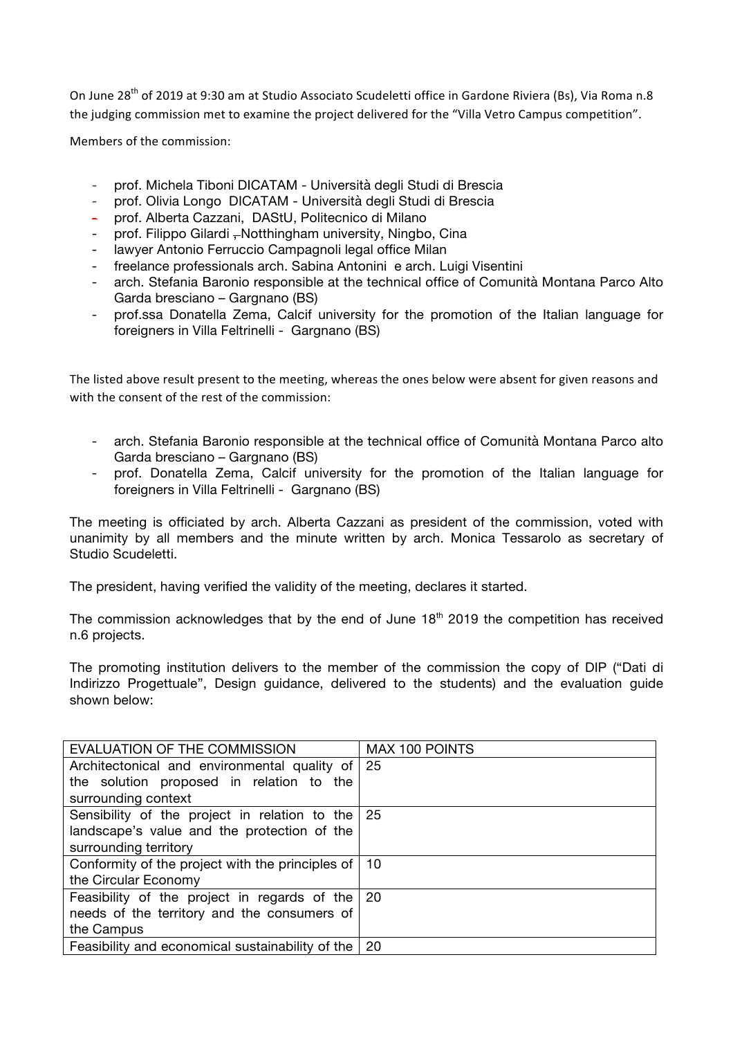On June 28th of 2019 at 9:30 am at Studio Associato Scudeletti office in Gardone Riviera (Bs), Via Roma n.8 the judging commission met to examine the project delivered for the "Villa Vetro Campus competition".

Members of the commission:

- prof. Michela Tiboni DICATAM - Università degli Studi di Brescia
- prof. Olivia Longo DICATAM - Università degli Studi di Brescia
- prof. Alberta Cazzani, DAStU, Politecnico di Milano
- prof. Filippo Gilardi , Notthingham university, Ningbo, Cina
- lawyer Antonio Ferruccio Campagnoli legal office Milan
- freelance professionals arch. Sabina Antonini e arch. Luigi Visentini
- arch. Stefania Baronio responsible at the technical office of Comunità Montana Parco Alto Garda bresciano – Gargnano (BS)
- prof.ssa Donatella Zema, Calcif university for the promotion of the Italian language for foreigners in Villa Feltrinelli - Gargnano (BS)

The listed above result present to the meeting, whereas the ones below were absent for given reasons and with the consent of the rest of the commission:

- arch. Stefania Baronio responsible at the technical office of Comunità Montana Parco alto Garda bresciano – Gargnano (BS)
- prof. Donatella Zema, Calcif university for the promotion of the Italian language for foreigners in Villa Feltrinelli - Gargnano (BS)

The meeting is officiated by arch. Alberta Cazzani as president of the commission, voted with unanimity by all members and the minute written by arch. Monica Tessarolo as secretary of Studio Scudeletti.

The president, having verified the validity of the meeting, declares it started.

The commission acknowledges that by the end of June 18th 2019 the competition has received n.6 projects.

The promoting institution delivers to the member of the commission the copy of DIP ("Dati di Indirizzo Progettuale", Design guidance, delivered to the students) and the evaluation guide shown below:

| EVALUATION OF THE COMMISSION | MAX 100 POINTS |
|---|---|
| Architectonical and environmental quality of the solution proposed in relation to the surrounding context | 25 |
| Sensibility of the project in relation to the landscape's value and the protection of the surrounding territory | 25 |
| Conformity of the project with the principles of the Circular Economy | 10 |
| Feasibility of the project in regards of the needs of the territory and the consumers of the Campus | 20 |
| Feasibility and economical sustainability of the | 20 |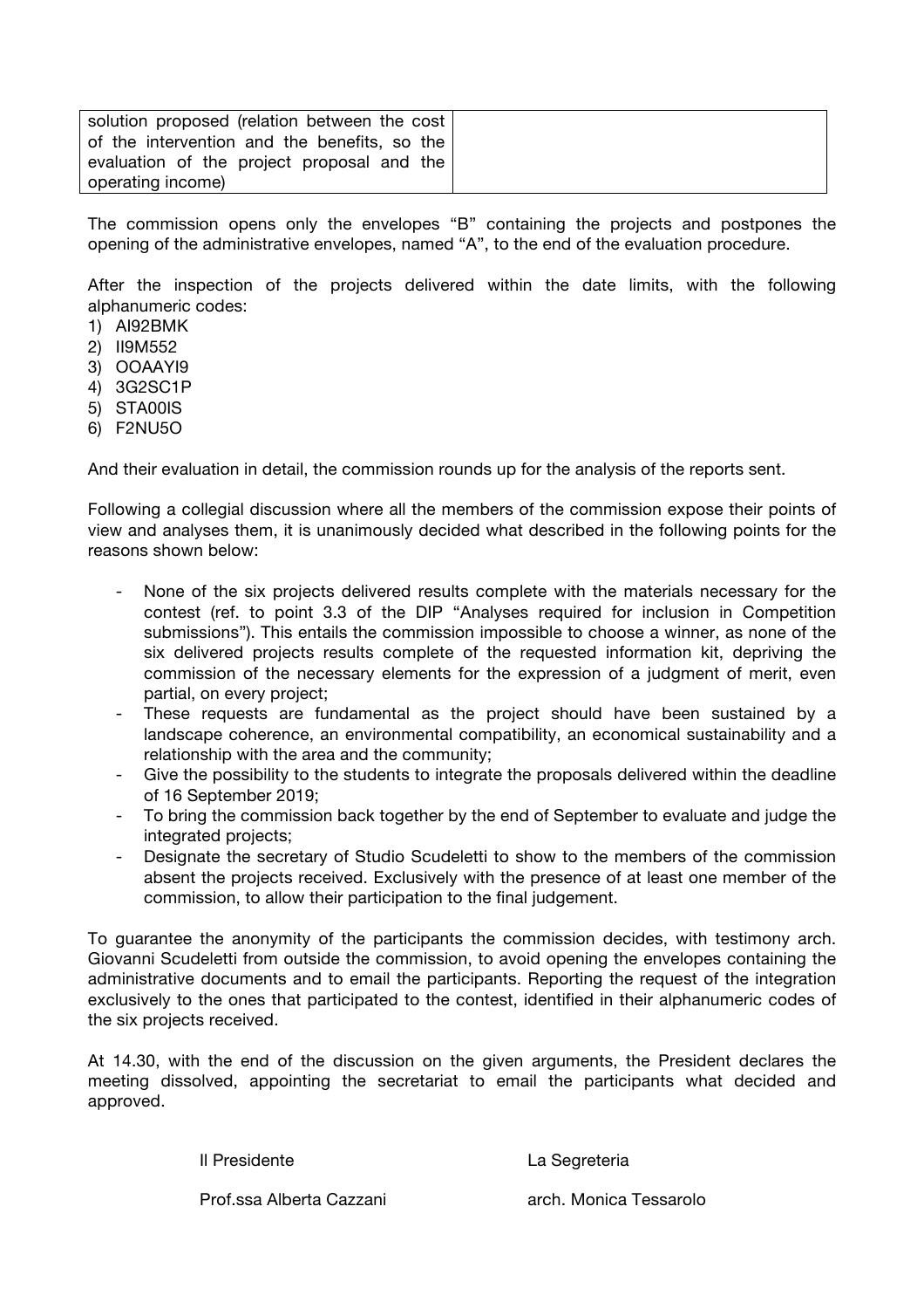| | |
|---|---|
| solution proposed (relation between the cost of the intervention and the benefits, so the evaluation of the project proposal and the operating income) | |

The commission opens only the envelopes "B" containing the projects and postpones the opening of the administrative envelopes, named "A", to the end of the evaluation procedure.

After the inspection of the projects delivered within the date limits, with the following alphanumeric codes:

1) AI92BMK
2) II9M552
3) OOAAYI9
4) 3G2SC1P
5) STA00IS
6) F2NU5O

And their evaluation in detail, the commission rounds up for the analysis of the reports sent.

Following a collegial discussion where all the members of the commission expose their points of view and analyses them, it is unanimously decided what described in the following points for the reasons shown below:

- None of the six projects delivered results complete with the materials necessary for the contest (ref. to point 3.3 of the DIP "Analyses required for inclusion in Competition submissions"). This entails the commission impossible to choose a winner, as none of the six delivered projects results complete of the requested information kit, depriving the commission of the necessary elements for the expression of a judgment of merit, even partial, on every project;
- These requests are fundamental as the project should have been sustained by a landscape coherence, an environmental compatibility, an economical sustainability and a relationship with the area and the community;
- Give the possibility to the students to integrate the proposals delivered within the deadline of 16 September 2019;
- To bring the commission back together by the end of September to evaluate and judge the integrated projects;
- Designate the secretary of Studio Scudeletti to show to the members of the commission absent the projects received. Exclusively with the presence of at least one member of the commission, to allow their participation to the final judgement.

To guarantee the anonymity of the participants the commission decides, with testimony arch. Giovanni Scudeletti from outside the commission, to avoid opening the envelopes containing the administrative documents and to email the participants. Reporting the request of the integration exclusively to the ones that participated to the contest, identified in their alphanumeric codes of the six projects received.

At 14.30, with the end of the discussion on the given arguments, the President declares the meeting dissolved, appointing the secretariat to email the participants what decided and approved.

Il Presidente

Prof.ssa Alberta Cazzani

La Segreteria

arch. Monica Tessarolo